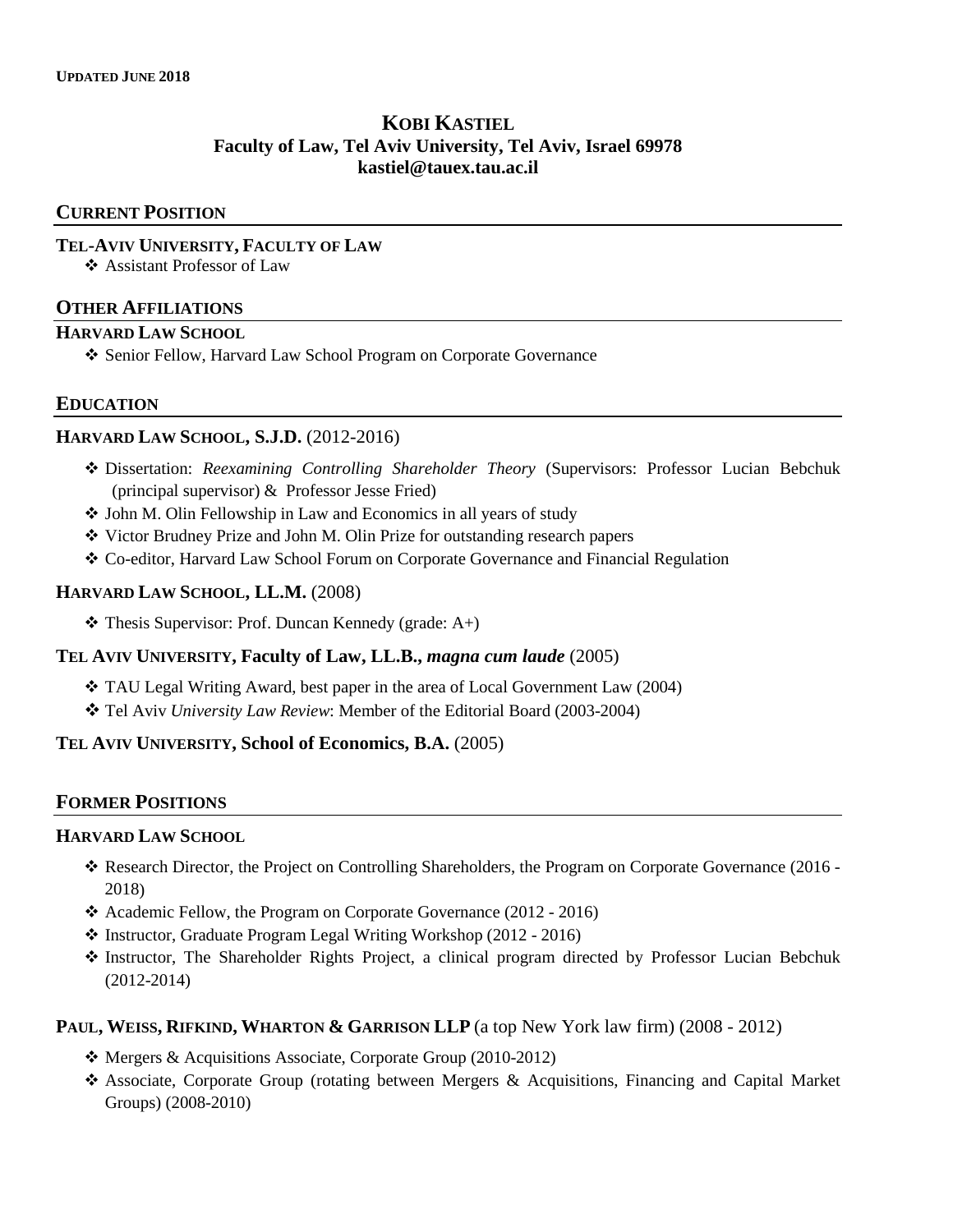**UPDATED JUNE 2018**

# KOBI KASTIEL
**Faculty of Law, Tel Aviv University, Tel Aviv, Israel 69978**
**kastiel@tauex.tau.ac.il**

## CURRENT POSITION

**TEL-AVIV UNIVERSITY, FACULTY OF LAW**

- Assistant Professor of Law

## OTHER AFFILIATIONS

**HARVARD LAW SCHOOL**

- Senior Fellow, Harvard Law School Program on Corporate Governance

## EDUCATION

**HARVARD LAW SCHOOL, S.J.D.** (2012-2016)

- Dissertation: *Reexamining Controlling Shareholder Theory* (Supervisors: Professor Lucian Bebchuk (principal supervisor) & Professor Jesse Fried)
- John M. Olin Fellowship in Law and Economics in all years of study
- Victor Brudney Prize and John M. Olin Prize for outstanding research papers
- Co-editor, Harvard Law School Forum on Corporate Governance and Financial Regulation

**HARVARD LAW SCHOOL, LL.M.** (2008)

- Thesis Supervisor: Prof. Duncan Kennedy (grade: A+)

**TEL AVIV UNIVERSITY, Faculty of Law, LL.B., *magna cum laude*** (2005)

- TAU Legal Writing Award, best paper in the area of Local Government Law (2004)
- Tel Aviv *University Law Review*: Member of the Editorial Board (2003-2004)

**TEL AVIV UNIVERSITY, School of Economics, B.A.** (2005)

## FORMER POSITIONS

**HARVARD LAW SCHOOL**

- Research Director, the Project on Controlling Shareholders, the Program on Corporate Governance (2016 - 2018)
- Academic Fellow, the Program on Corporate Governance (2012 - 2016)
- Instructor, Graduate Program Legal Writing Workshop (2012 - 2016)
- Instructor, The Shareholder Rights Project, a clinical program directed by Professor Lucian Bebchuk (2012-2014)

**PAUL, WEISS, RIFKIND, WHARTON & GARRISON LLP** (a top New York law firm) (2008 - 2012)

- Mergers & Acquisitions Associate, Corporate Group (2010-2012)
- Associate, Corporate Group (rotating between Mergers & Acquisitions, Financing and Capital Market Groups) (2008-2010)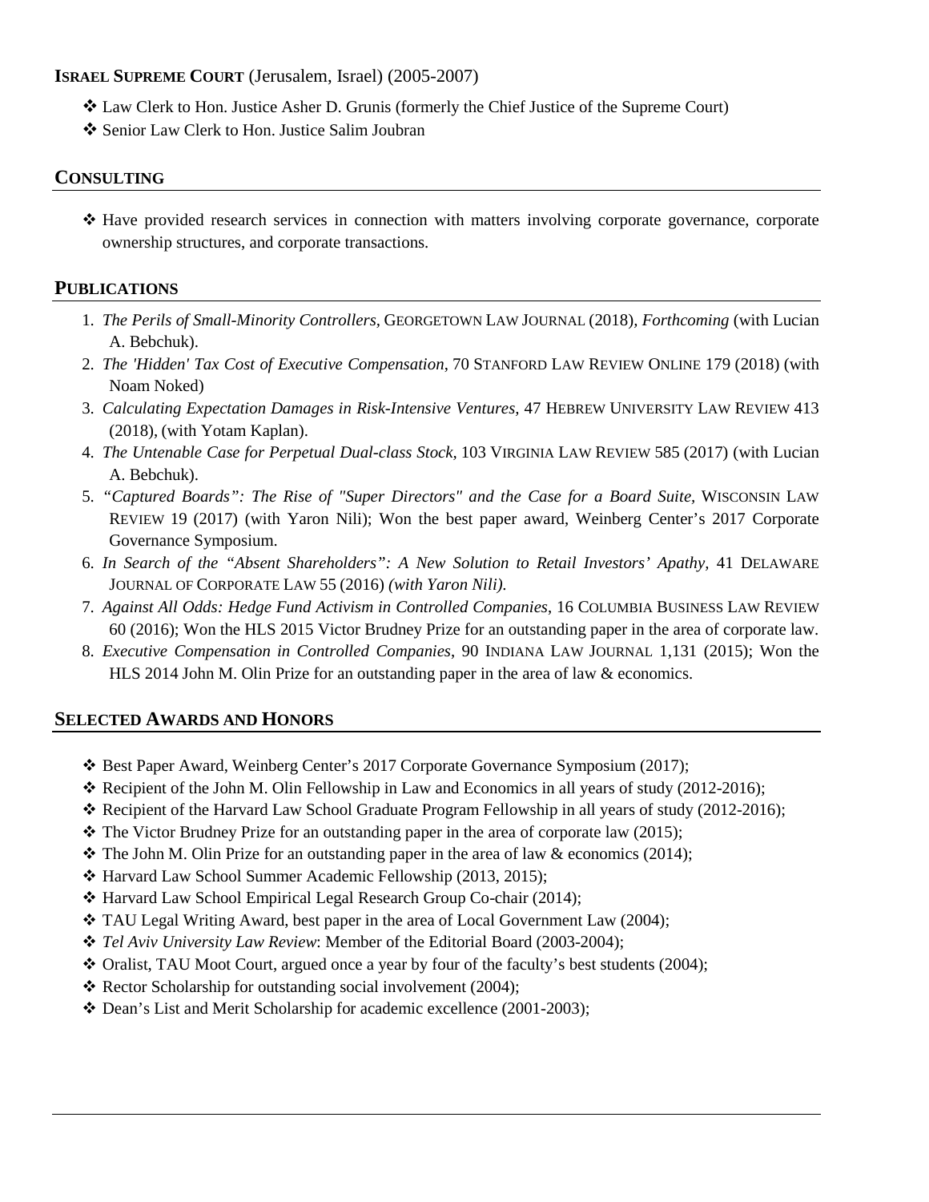**ISRAEL SUPREME COURT** (Jerusalem, Israel) (2005-2007)

- ❖ Law Clerk to Hon. Justice Asher D. Grunis (formerly the Chief Justice of the Supreme Court)
- ❖ Senior Law Clerk to Hon. Justice Salim Joubran

## CONSULTING

- ❖ Have provided research services in connection with matters involving corporate governance, corporate ownership structures, and corporate transactions.

## PUBLICATIONS

1. *The Perils of Small-Minority Controllers*, GEORGETOWN LAW JOURNAL (2018), *Forthcoming* (with Lucian A. Bebchuk).
2. *The 'Hidden' Tax Cost of Executive Compensation*, 70 STANFORD LAW REVIEW ONLINE 179 (2018) (with Noam Noked)
3. *Calculating Expectation Damages in Risk-Intensive Ventures*, 47 HEBREW UNIVERSITY LAW REVIEW 413 (2018), (with Yotam Kaplan).
4. *The Untenable Case for Perpetual Dual-class Stock*, 103 VIRGINIA LAW REVIEW 585 (2017) (with Lucian A. Bebchuk).
5. *"Captured Boards": The Rise of "Super Directors" and the Case for a Board Suite*, WISCONSIN LAW REVIEW 19 (2017) (with Yaron Nili); Won the best paper award, Weinberg Center's 2017 Corporate Governance Symposium.
6. *In Search of the "Absent Shareholders": A New Solution to Retail Investors' Apathy*, 41 DELAWARE JOURNAL OF CORPORATE LAW 55 (2016) *(with Yaron Nili).*
7. *Against All Odds: Hedge Fund Activism in Controlled Companies*, 16 COLUMBIA BUSINESS LAW REVIEW 60 (2016); Won the HLS 2015 Victor Brudney Prize for an outstanding paper in the area of corporate law.
8. *Executive Compensation in Controlled Companies*, 90 INDIANA LAW JOURNAL 1,131 (2015); Won the HLS 2014 John M. Olin Prize for an outstanding paper in the area of law & economics.

## SELECTED AWARDS AND HONORS

- ❖ Best Paper Award, Weinberg Center's 2017 Corporate Governance Symposium (2017);
- ❖ Recipient of the John M. Olin Fellowship in Law and Economics in all years of study (2012-2016);
- ❖ Recipient of the Harvard Law School Graduate Program Fellowship in all years of study (2012-2016);
- ❖ The Victor Brudney Prize for an outstanding paper in the area of corporate law (2015);
- ❖ The John M. Olin Prize for an outstanding paper in the area of law & economics (2014);
- ❖ Harvard Law School Summer Academic Fellowship (2013, 2015);
- ❖ Harvard Law School Empirical Legal Research Group Co-chair (2014);
- ❖ TAU Legal Writing Award, best paper in the area of Local Government Law (2004);
- ❖ *Tel Aviv University Law Review*: Member of the Editorial Board (2003-2004);
- ❖ Oralist, TAU Moot Court, argued once a year by four of the faculty's best students (2004);
- ❖ Rector Scholarship for outstanding social involvement (2004);
- ❖ Dean's List and Merit Scholarship for academic excellence (2001-2003);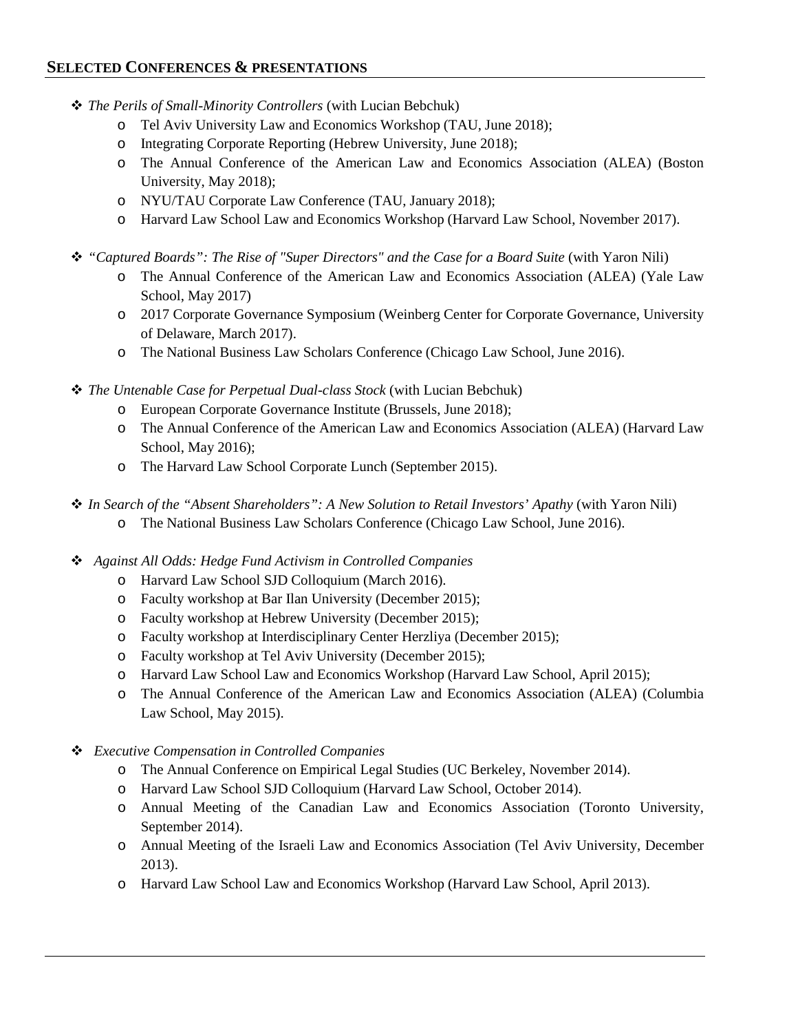## SELECTED CONFERENCES & PRESENTATIONS

- *The Perils of Small-Minority Controllers* (with Lucian Bebchuk)
  - Tel Aviv University Law and Economics Workshop (TAU, June 2018);
  - Integrating Corporate Reporting (Hebrew University, June 2018);
  - The Annual Conference of the American Law and Economics Association (ALEA) (Boston University, May 2018);
  - NYU/TAU Corporate Law Conference (TAU, January 2018);
  - Harvard Law School Law and Economics Workshop (Harvard Law School, November 2017).

- *"Captured Boards": The Rise of "Super Directors" and the Case for a Board Suite* (with Yaron Nili)
  - The Annual Conference of the American Law and Economics Association (ALEA) (Yale Law School, May 2017)
  - 2017 Corporate Governance Symposium (Weinberg Center for Corporate Governance, University of Delaware, March 2017).
  - The National Business Law Scholars Conference (Chicago Law School, June 2016).

- *The Untenable Case for Perpetual Dual-class Stock* (with Lucian Bebchuk)
  - European Corporate Governance Institute (Brussels, June 2018);
  - The Annual Conference of the American Law and Economics Association (ALEA) (Harvard Law School, May 2016);
  - The Harvard Law School Corporate Lunch (September 2015).

- *In Search of the "Absent Shareholders": A New Solution to Retail Investors' Apathy* (with Yaron Nili)
  - The National Business Law Scholars Conference (Chicago Law School, June 2016).

- *Against All Odds: Hedge Fund Activism in Controlled Companies*
  - Harvard Law School SJD Colloquium (March 2016).
  - Faculty workshop at Bar Ilan University (December 2015);
  - Faculty workshop at Hebrew University (December 2015);
  - Faculty workshop at Interdisciplinary Center Herzliya (December 2015);
  - Faculty workshop at Tel Aviv University (December 2015);
  - Harvard Law School Law and Economics Workshop (Harvard Law School, April 2015);
  - The Annual Conference of the American Law and Economics Association (ALEA) (Columbia Law School, May 2015).

- *Executive Compensation in Controlled Companies*
  - The Annual Conference on Empirical Legal Studies (UC Berkeley, November 2014).
  - Harvard Law School SJD Colloquium (Harvard Law School, October 2014).
  - Annual Meeting of the Canadian Law and Economics Association (Toronto University, September 2014).
  - Annual Meeting of the Israeli Law and Economics Association (Tel Aviv University, December 2013).
  - Harvard Law School Law and Economics Workshop (Harvard Law School, April 2013).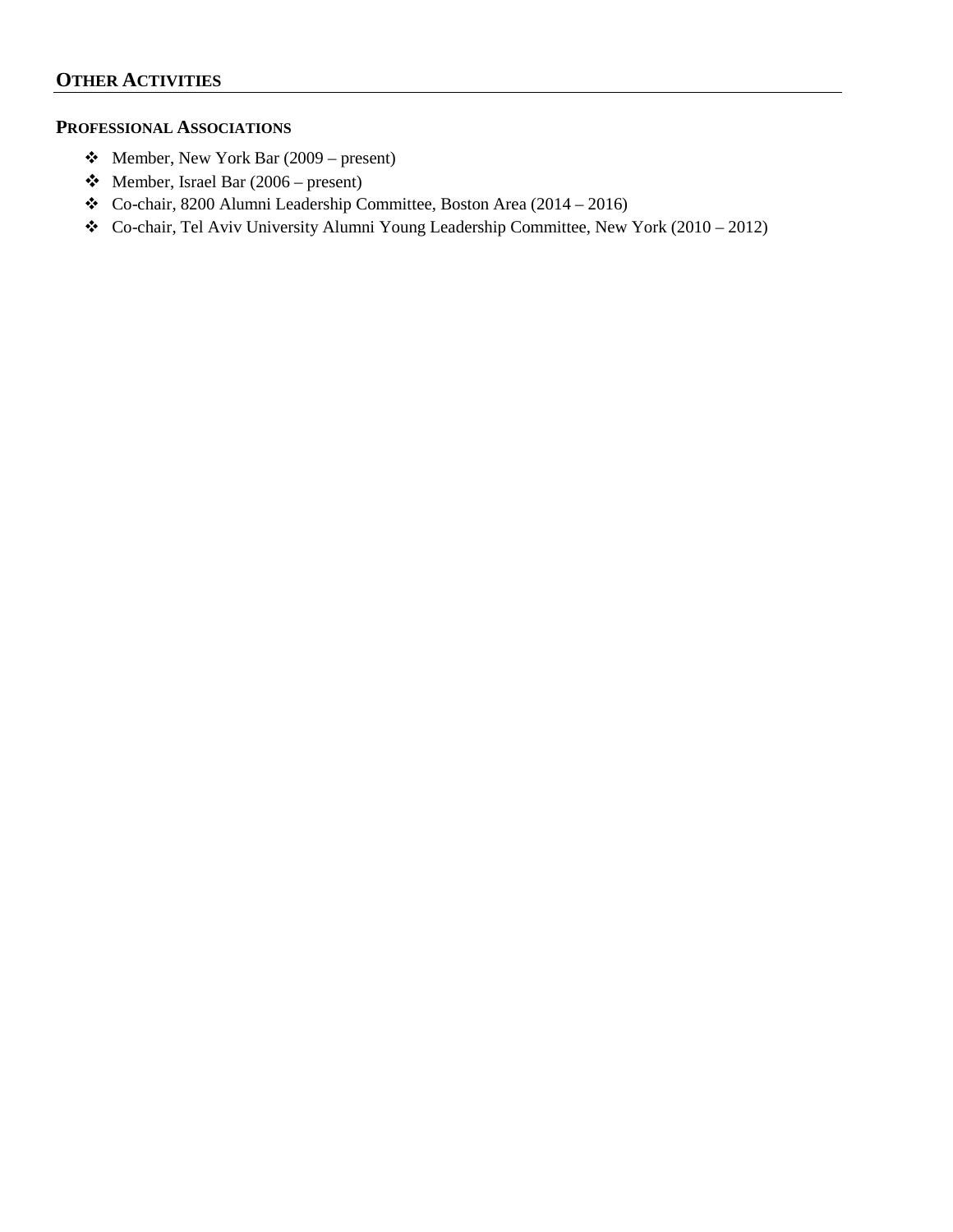## OTHER ACTIVITIES

### PROFESSIONAL ASSOCIATIONS

- Member, New York Bar (2009 – present)
- Member, Israel Bar (2006 – present)
- Co-chair, 8200 Alumni Leadership Committee, Boston Area (2014 – 2016)
- Co-chair, Tel Aviv University Alumni Young Leadership Committee, New York (2010 – 2012)